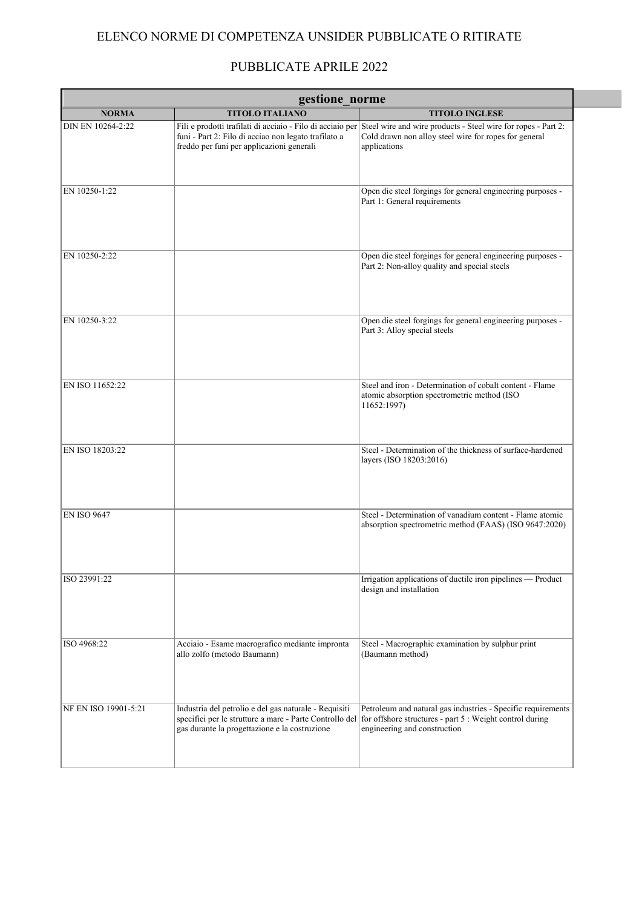# ELENCO NORME DI COMPETENZA UNSIDER PUBBLICATE O RITIRATE

## PUBBLICATE APRILE 2022

| gestione_norme | | |
|---|---|---|
| **NORMA** | **TITOLO ITALIANO** | **TITOLO INGLESE** |
| DIN EN 10264-2:22 | Fili e prodotti trafilati di acciaio - Filo di acciaio per funi - Part 2: Filo di acciao non legato trafilato a freddo per funi per applicazioni generali | Steel wire and wire products - Steel wire for ropes - Part 2: Cold drawn non alloy steel wire for ropes for general applications |
| EN 10250-1:22 | | Open die steel forgings for general engineering purposes - Part 1: General requirements |
| EN 10250-2:22 | | Open die steel forgings for general engineering purposes - Part 2: Non-alloy quality and special steels |
| EN 10250-3:22 | | Open die steel forgings for general engineering purposes - Part 3: Alloy special steels |
| EN ISO 11652:22 | | Steel and iron - Determination of cobalt content - Flame atomic absorption spectrometric method (ISO 11652:1997) |
| EN ISO 18203:22 | | Steel - Determination of the thickness of surface-hardened layers (ISO 18203:2016) |
| EN ISO 9647 | | Steel - Determination of vanadium content - Flame atomic absorption spectrometric method (FAAS) (ISO 9647:2020) |
| ISO 23991:22 | | Irrigation applications of ductile iron pipelines — Product design and installation |
| ISO 4968:22 | Acciaio - Esame macrografico mediante impronta allo zolfo (metodo Baumann) | Steel - Macrographic examination by sulphur print (Baumann method) |
| NF EN ISO 19901-5:21 | Industria del petrolio e del gas naturale - Requisiti specifici per le strutture a mare - Parte Controllo del gas durante la progettazione e la costruzione | Petroleum and natural gas industries - Specific requirements for offshore structures - part 5 : Weight control during engineering and construction |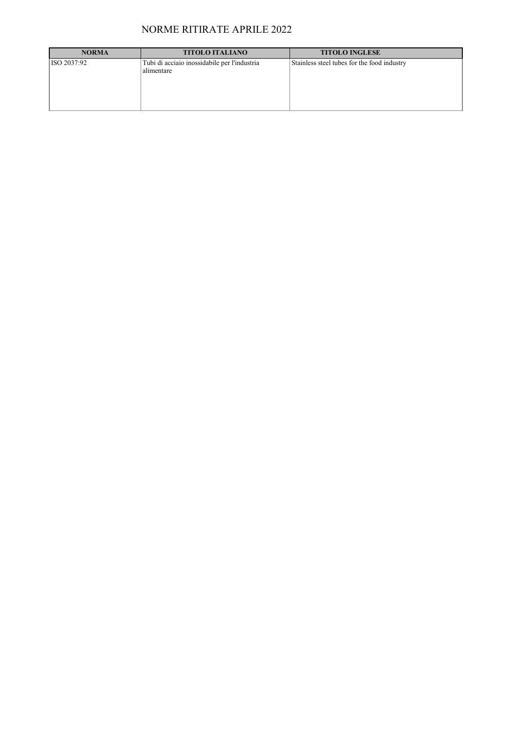# NORME RITIRATE APRILE 2022

| NORMA | TITOLO ITALIANO | TITOLO INGLESE |
|---|---|---|
| ISO 2037:92 | Tubi di acciaio inossidabile per l'industria alimentare | Stainless steel tubes for the food industry |